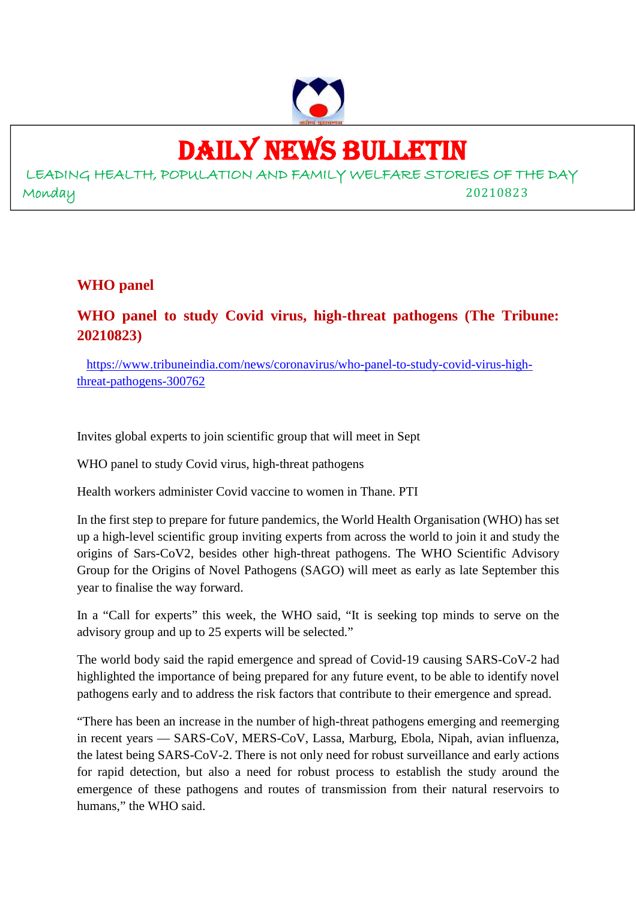# DAILY NEWS BULLETIN

LEADING HEALTH, POPULATION AND FAMILY WELFARE STORIES OF THE DAY

Monday 20210823

## WHO panel

### WHO panel to study Covid virus, high-threat pathogens (The Tribune: 20210823)

https://www.tribuneindia.com/news/coronavirus/who-panel-to-study-covid-virus-high-threat-pathogens-300762

Invites global experts to join scientific group that will meet in Sept

WHO panel to study Covid virus, high-threat pathogens

Health workers administer Covid vaccine to women in Thane. PTI

In the first step to prepare for future pandemics, the World Health Organisation (WHO) has set up a high-level scientific group inviting experts from across the world to join it and study the origins of Sars-CoV2, besides other high-threat pathogens. The WHO Scientific Advisory Group for the Origins of Novel Pathogens (SAGO) will meet as early as late September this year to finalise the way forward.

In a "Call for experts" this week, the WHO said, "It is seeking top minds to serve on the advisory group and up to 25 experts will be selected."

The world body said the rapid emergence and spread of Covid-19 causing SARS-CoV-2 had highlighted the importance of being prepared for any future event, to be able to identify novel pathogens early and to address the risk factors that contribute to their emergence and spread.

"There has been an increase in the number of high-threat pathogens emerging and reemerging in recent years — SARS-CoV, MERS-CoV, Lassa, Marburg, Ebola, Nipah, avian influenza, the latest being SARS-CoV-2. There is not only need for robust surveillance and early actions for rapid detection, but also a need for robust process to establish the study around the emergence of these pathogens and routes of transmission from their natural reservoirs to humans," the WHO said.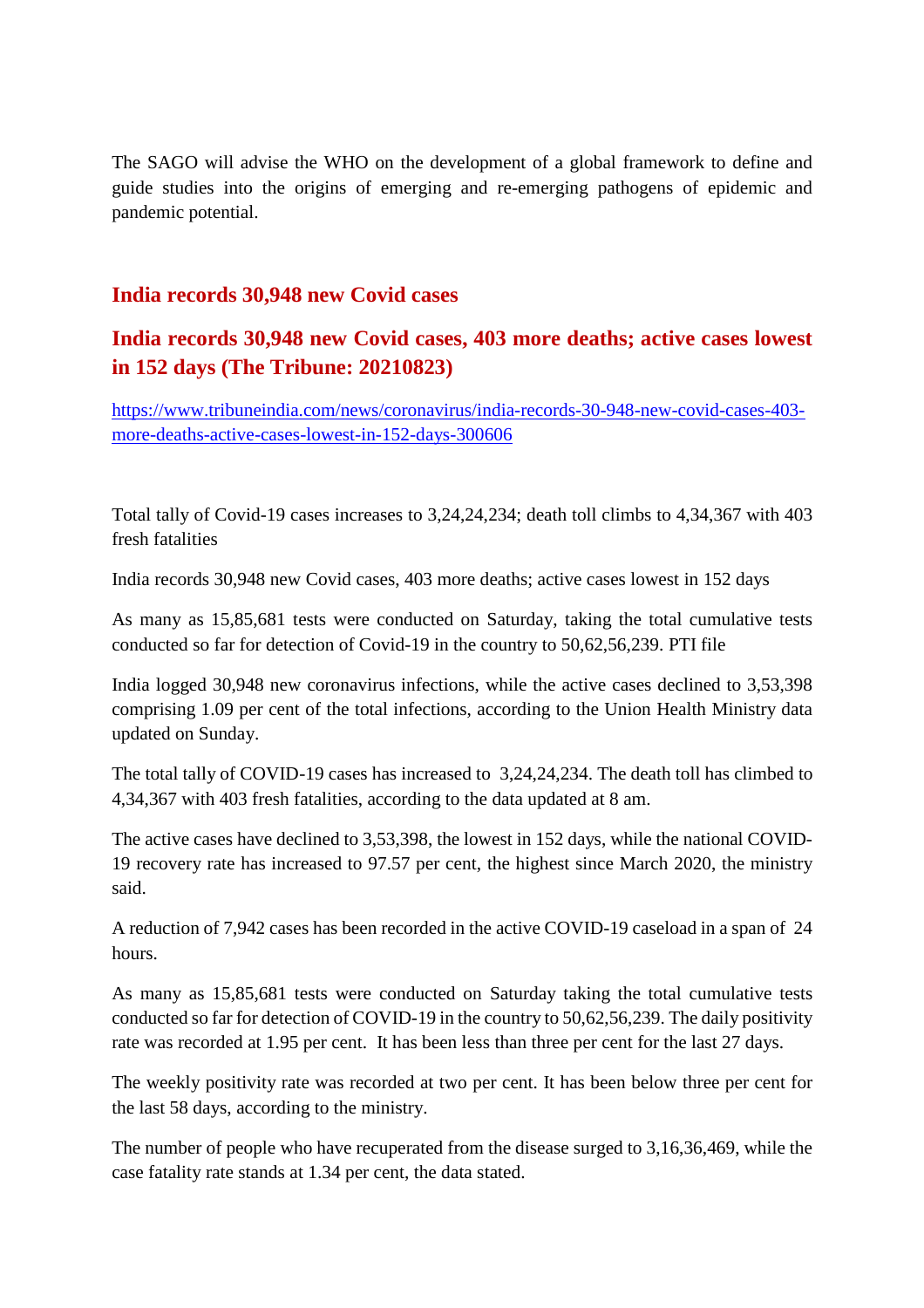The SAGO will advise the WHO on the development of a global framework to define and guide studies into the origins of emerging and re-emerging pathogens of epidemic and pandemic potential.

## India records 30,948 new Covid cases

## India records 30,948 new Covid cases, 403 more deaths; active cases lowest in 152 days (The Tribune: 20210823)

https://www.tribuneindia.com/news/coronavirus/india-records-30-948-new-covid-cases-403-more-deaths-active-cases-lowest-in-152-days-300606

Total tally of Covid-19 cases increases to 3,24,24,234; death toll climbs to 4,34,367 with 403 fresh fatalities

India records 30,948 new Covid cases, 403 more deaths; active cases lowest in 152 days

As many as 15,85,681 tests were conducted on Saturday, taking the total cumulative tests conducted so far for detection of Covid-19 in the country to 50,62,56,239. PTI file

India logged 30,948 new coronavirus infections, while the active cases declined to 3,53,398 comprising 1.09 per cent of the total infections, according to the Union Health Ministry data updated on Sunday.

The total tally of COVID-19 cases has increased to 3,24,24,234. The death toll has climbed to 4,34,367 with 403 fresh fatalities, according to the data updated at 8 am.

The active cases have declined to 3,53,398, the lowest in 152 days, while the national COVID-19 recovery rate has increased to 97.57 per cent, the highest since March 2020, the ministry said.

A reduction of 7,942 cases has been recorded in the active COVID-19 caseload in a span of 24 hours.

As many as 15,85,681 tests were conducted on Saturday taking the total cumulative tests conducted so far for detection of COVID-19 in the country to 50,62,56,239. The daily positivity rate was recorded at 1.95 per cent. It has been less than three per cent for the last 27 days.

The weekly positivity rate was recorded at two per cent. It has been below three per cent for the last 58 days, according to the ministry.

The number of people who have recuperated from the disease surged to 3,16,36,469, while the case fatality rate stands at 1.34 per cent, the data stated.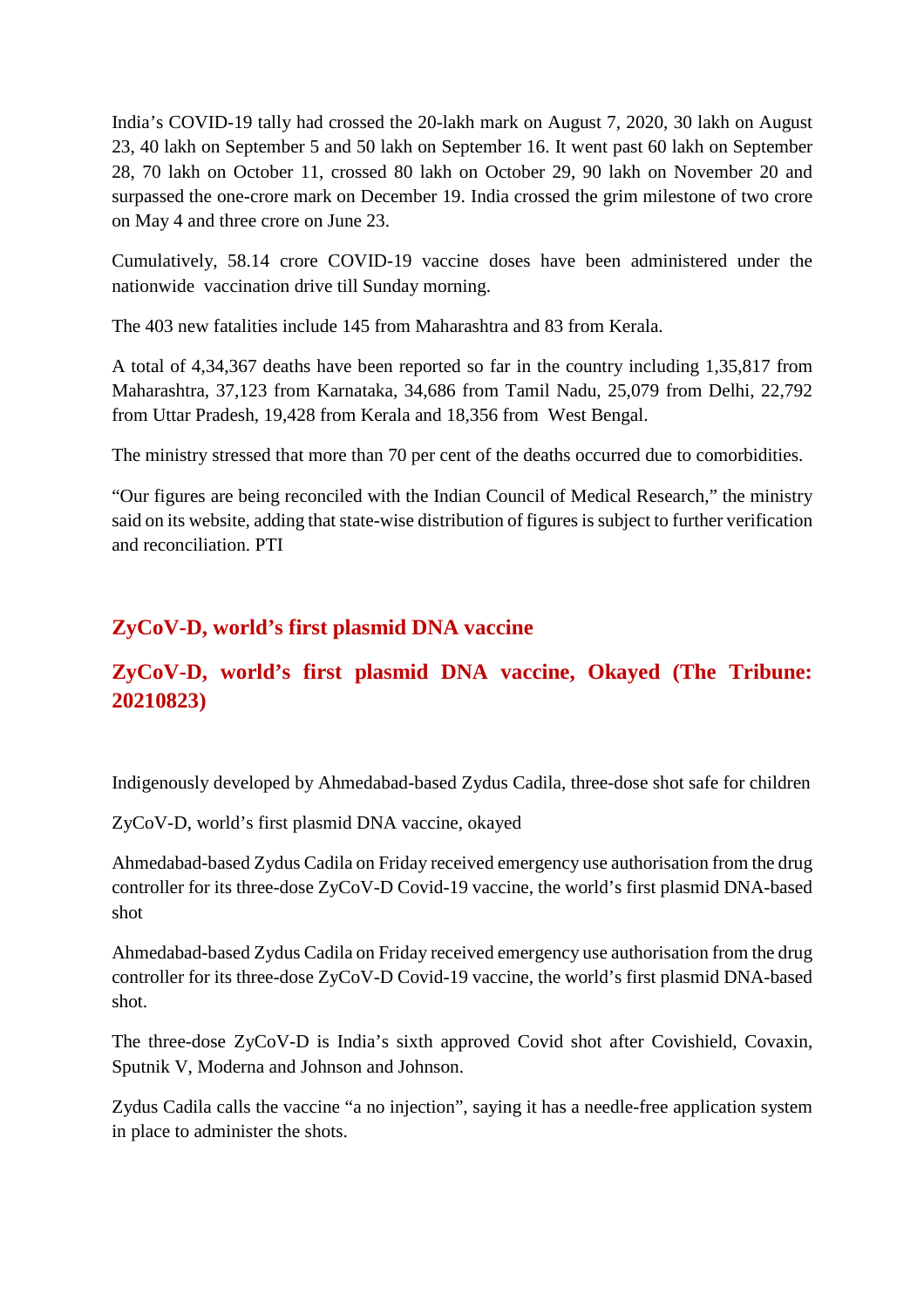India's COVID-19 tally had crossed the 20-lakh mark on August 7, 2020, 30 lakh on August 23, 40 lakh on September 5 and 50 lakh on September 16. It went past 60 lakh on September 28, 70 lakh on October 11, crossed 80 lakh on October 29, 90 lakh on November 20 and surpassed the one-crore mark on December 19. India crossed the grim milestone of two crore on May 4 and three crore on June 23.

Cumulatively, 58.14 crore COVID-19 vaccine doses have been administered under the nationwide vaccination drive till Sunday morning.

The 403 new fatalities include 145 from Maharashtra and 83 from Kerala.

A total of 4,34,367 deaths have been reported so far in the country including 1,35,817 from Maharashtra, 37,123 from Karnataka, 34,686 from Tamil Nadu, 25,079 from Delhi, 22,792 from Uttar Pradesh, 19,428 from Kerala and 18,356 from West Bengal.

The ministry stressed that more than 70 per cent of the deaths occurred due to comorbidities.

"Our figures are being reconciled with the Indian Council of Medical Research," the ministry said on its website, adding that state-wise distribution of figures is subject to further verification and reconciliation. PTI

## ZyCoV-D, world's first plasmid DNA vaccine

## ZyCoV-D, world's first plasmid DNA vaccine, Okayed (The Tribune: 20210823)

Indigenously developed by Ahmedabad-based Zydus Cadila, three-dose shot safe for children

ZyCoV-D, world's first plasmid DNA vaccine, okayed

Ahmedabad-based Zydus Cadila on Friday received emergency use authorisation from the drug controller for its three-dose ZyCoV-D Covid-19 vaccine, the world's first plasmid DNA-based shot

Ahmedabad-based Zydus Cadila on Friday received emergency use authorisation from the drug controller for its three-dose ZyCoV-D Covid-19 vaccine, the world's first plasmid DNA-based shot.

The three-dose ZyCoV-D is India's sixth approved Covid shot after Covishield, Covaxin, Sputnik V, Moderna and Johnson and Johnson.

Zydus Cadila calls the vaccine "a no injection", saying it has a needle-free application system in place to administer the shots.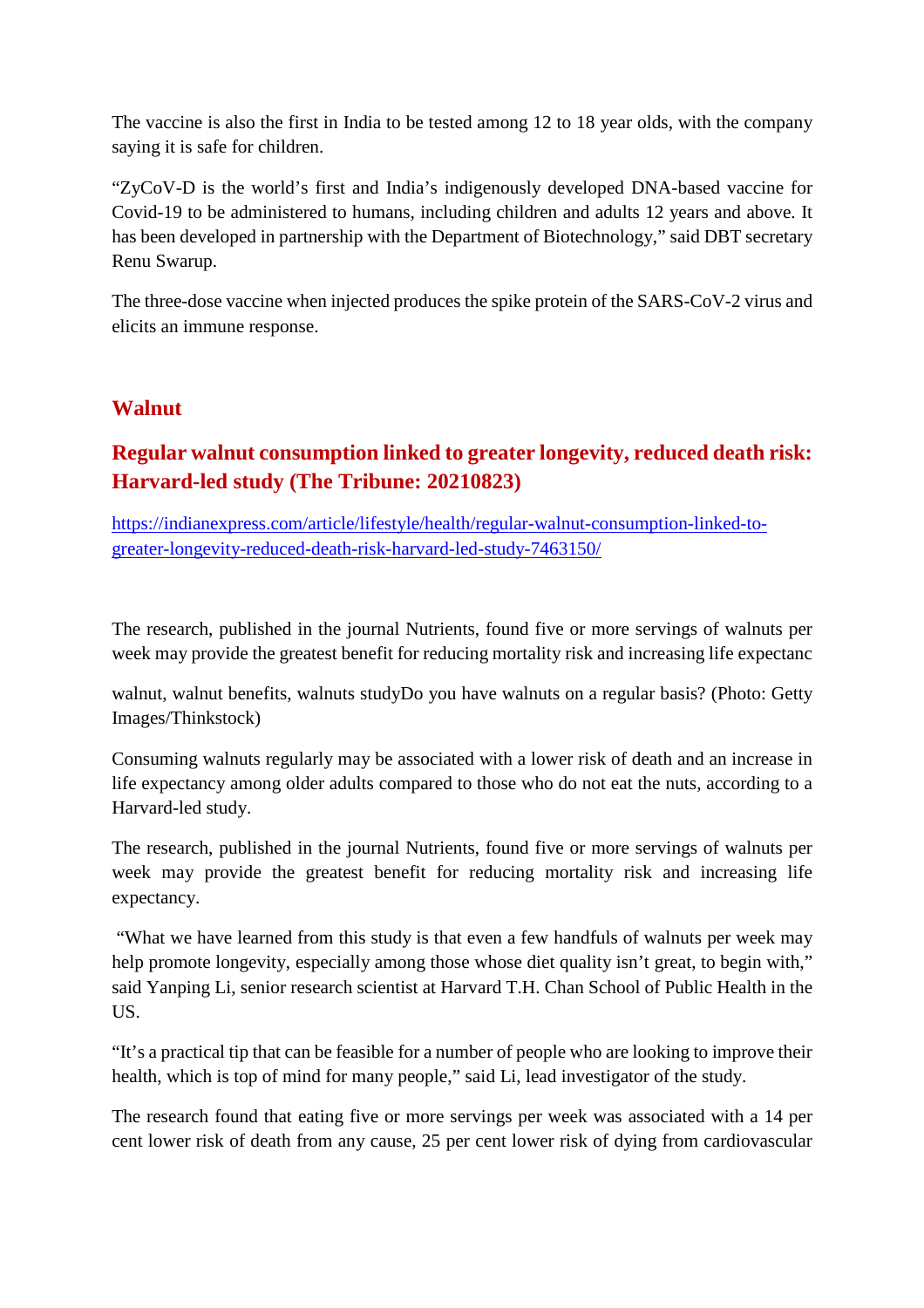The vaccine is also the first in India to be tested among 12 to 18 year olds, with the company saying it is safe for children.

“ZyCoV-D is the world’s first and India’s indigenously developed DNA-based vaccine for Covid-19 to be administered to humans, including children and adults 12 years and above. It has been developed in partnership with the Department of Biotechnology,” said DBT secretary Renu Swarup.

The three-dose vaccine when injected produces the spike protein of the SARS-CoV-2 virus and elicits an immune response.

## Walnut

### Regular walnut consumption linked to greater longevity, reduced death risk: Harvard-led study (The Tribune: 20210823)

https://indianexpress.com/article/lifestyle/health/regular-walnut-consumption-linked-to-greater-longevity-reduced-death-risk-harvard-led-study-7463150/

The research, published in the journal Nutrients, found five or more servings of walnuts per week may provide the greatest benefit for reducing mortality risk and increasing life expectanc

walnut, walnut benefits, walnuts studyDo you have walnuts on a regular basis? (Photo: Getty Images/Thinkstock)

Consuming walnuts regularly may be associated with a lower risk of death and an increase in life expectancy among older adults compared to those who do not eat the nuts, according to a Harvard-led study.

The research, published in the journal Nutrients, found five or more servings of walnuts per week may provide the greatest benefit for reducing mortality risk and increasing life expectancy.

“What we have learned from this study is that even a few handfuls of walnuts per week may help promote longevity, especially among those whose diet quality isn’t great, to begin with,” said Yanping Li, senior research scientist at Harvard T.H. Chan School of Public Health in the US.

“It’s a practical tip that can be feasible for a number of people who are looking to improve their health, which is top of mind for many people,” said Li, lead investigator of the study.

The research found that eating five or more servings per week was associated with a 14 per cent lower risk of death from any cause, 25 per cent lower risk of dying from cardiovascular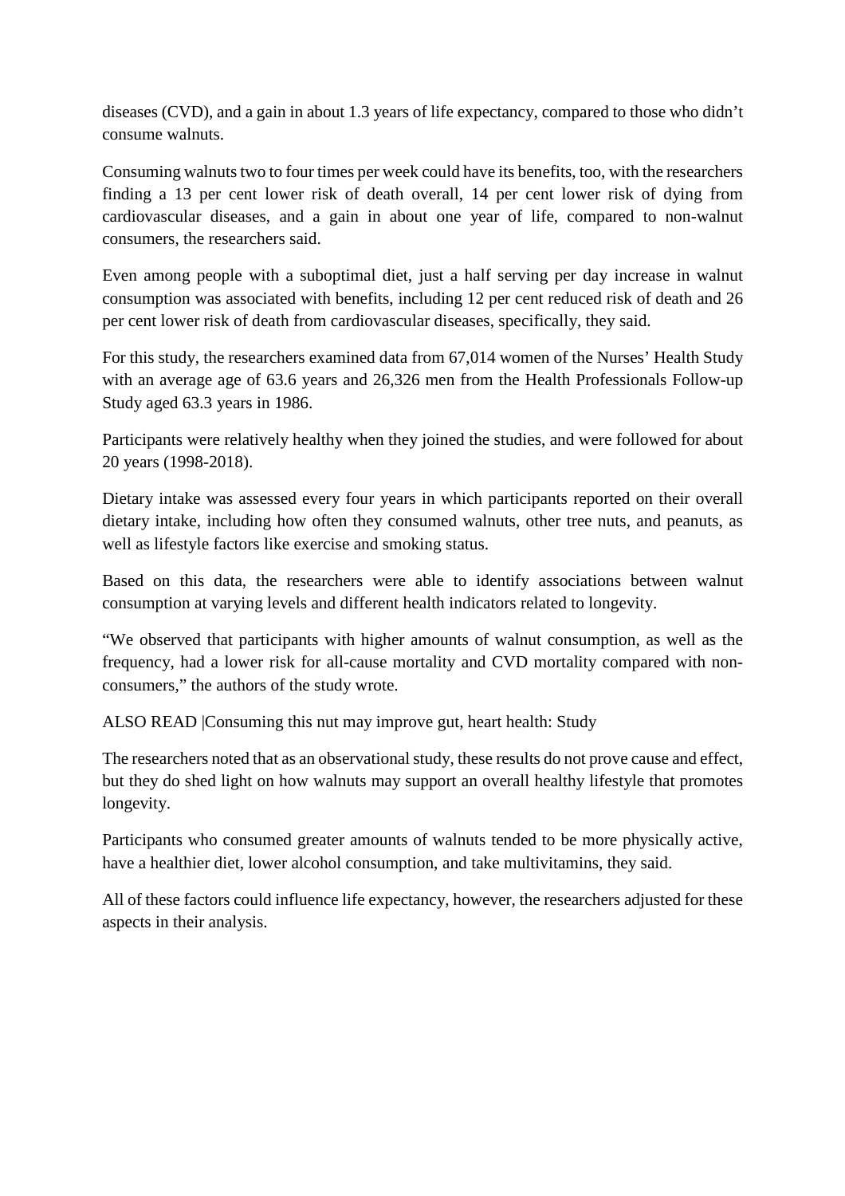diseases (CVD), and a gain in about 1.3 years of life expectancy, compared to those who didn't consume walnuts.

Consuming walnuts two to four times per week could have its benefits, too, with the researchers finding a 13 per cent lower risk of death overall, 14 per cent lower risk of dying from cardiovascular diseases, and a gain in about one year of life, compared to non-walnut consumers, the researchers said.

Even among people with a suboptimal diet, just a half serving per day increase in walnut consumption was associated with benefits, including 12 per cent reduced risk of death and 26 per cent lower risk of death from cardiovascular diseases, specifically, they said.

For this study, the researchers examined data from 67,014 women of the Nurses' Health Study with an average age of 63.6 years and 26,326 men from the Health Professionals Follow-up Study aged 63.3 years in 1986.

Participants were relatively healthy when they joined the studies, and were followed for about 20 years (1998-2018).

Dietary intake was assessed every four years in which participants reported on their overall dietary intake, including how often they consumed walnuts, other tree nuts, and peanuts, as well as lifestyle factors like exercise and smoking status.

Based on this data, the researchers were able to identify associations between walnut consumption at varying levels and different health indicators related to longevity.

"We observed that participants with higher amounts of walnut consumption, as well as the frequency, had a lower risk for all-cause mortality and CVD mortality compared with non-consumers," the authors of the study wrote.

ALSO READ |Consuming this nut may improve gut, heart health: Study

The researchers noted that as an observational study, these results do not prove cause and effect, but they do shed light on how walnuts may support an overall healthy lifestyle that promotes longevity.

Participants who consumed greater amounts of walnuts tended to be more physically active, have a healthier diet, lower alcohol consumption, and take multivitamins, they said.

All of these factors could influence life expectancy, however, the researchers adjusted for these aspects in their analysis.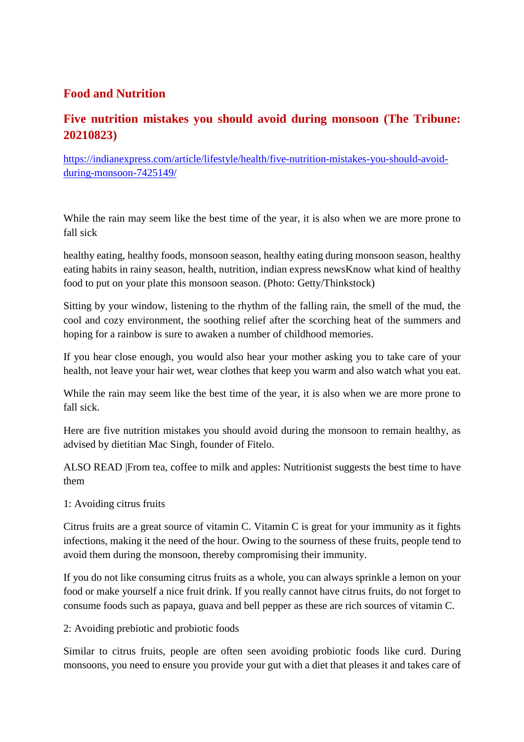## Food and Nutrition

### Five nutrition mistakes you should avoid during monsoon (The Tribune: 20210823)

https://indianexpress.com/article/lifestyle/health/five-nutrition-mistakes-you-should-avoid-during-monsoon-7425149/

While the rain may seem like the best time of the year, it is also when we are more prone to fall sick

healthy eating, healthy foods, monsoon season, healthy eating during monsoon season, healthy eating habits in rainy season, health, nutrition, indian express newsKnow what kind of healthy food to put on your plate this monsoon season. (Photo: Getty/Thinkstock)

Sitting by your window, listening to the rhythm of the falling rain, the smell of the mud, the cool and cozy environment, the soothing relief after the scorching heat of the summers and hoping for a rainbow is sure to awaken a number of childhood memories.

If you hear close enough, you would also hear your mother asking you to take care of your health, not leave your hair wet, wear clothes that keep you warm and also watch what you eat.

While the rain may seem like the best time of the year, it is also when we are more prone to fall sick.

Here are five nutrition mistakes you should avoid during the monsoon to remain healthy, as advised by dietitian Mac Singh, founder of Fitelo.

ALSO READ |From tea, coffee to milk and apples: Nutritionist suggests the best time to have them

1: Avoiding citrus fruits

Citrus fruits are a great source of vitamin C. Vitamin C is great for your immunity as it fights infections, making it the need of the hour. Owing to the sourness of these fruits, people tend to avoid them during the monsoon, thereby compromising their immunity.

If you do not like consuming citrus fruits as a whole, you can always sprinkle a lemon on your food or make yourself a nice fruit drink. If you really cannot have citrus fruits, do not forget to consume foods such as papaya, guava and bell pepper as these are rich sources of vitamin C.

2: Avoiding prebiotic and probiotic foods

Similar to citrus fruits, people are often seen avoiding probiotic foods like curd. During monsoons, you need to ensure you provide your gut with a diet that pleases it and takes care of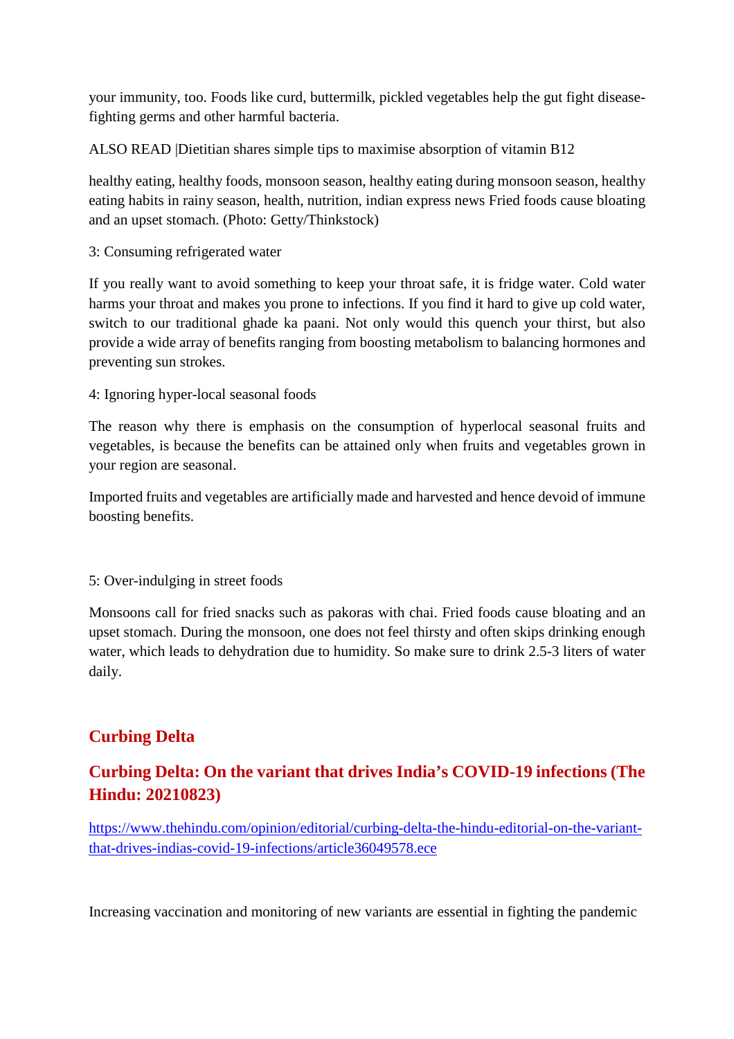your immunity, too. Foods like curd, buttermilk, pickled vegetables help the gut fight disease-fighting germs and other harmful bacteria.

ALSO READ |Dietitian shares simple tips to maximise absorption of vitamin B12

healthy eating, healthy foods, monsoon season, healthy eating during monsoon season, healthy eating habits in rainy season, health, nutrition, indian express news Fried foods cause bloating and an upset stomach. (Photo: Getty/Thinkstock)

3: Consuming refrigerated water

If you really want to avoid something to keep your throat safe, it is fridge water. Cold water harms your throat and makes you prone to infections. If you find it hard to give up cold water, switch to our traditional ghade ka paani. Not only would this quench your thirst, but also provide a wide array of benefits ranging from boosting metabolism to balancing hormones and preventing sun strokes.

4: Ignoring hyper-local seasonal foods

The reason why there is emphasis on the consumption of hyperlocal seasonal fruits and vegetables, is because the benefits can be attained only when fruits and vegetables grown in your region are seasonal.

Imported fruits and vegetables are artificially made and harvested and hence devoid of immune boosting benefits.

5: Over-indulging in street foods

Monsoons call for fried snacks such as pakoras with chai. Fried foods cause bloating and an upset stomach. During the monsoon, one does not feel thirsty and often skips drinking enough water, which leads to dehydration due to humidity. So make sure to drink 2.5-3 liters of water daily.

## Curbing Delta

## Curbing Delta: On the variant that drives India's COVID-19 infections (The Hindu: 20210823)

https://www.thehindu.com/opinion/editorial/curbing-delta-the-hindu-editorial-on-the-variant-that-drives-indias-covid-19-infections/article36049578.ece

Increasing vaccination and monitoring of new variants are essential in fighting the pandemic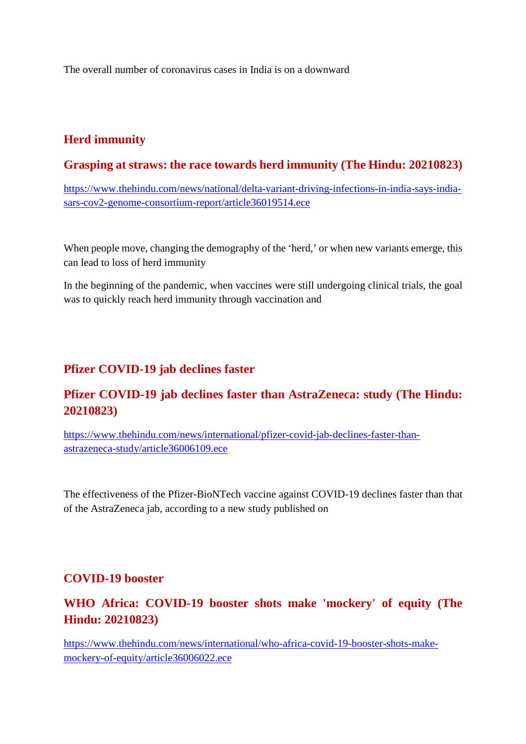The overall number of coronavirus cases in India is on a downward

## Herd immunity

## Grasping at straws: the race towards herd immunity (The Hindu: 20210823)

[https://www.thehindu.com/news/national/delta-variant-driving-infections-in-india-says-india-sars-cov2-genome-consortium-report/article36019514.ece](https://www.thehindu.com/news/national/delta-variant-driving-infections-in-india-says-india-sars-cov2-genome-consortium-report/article36019514.ece)

When people move, changing the demography of the 'herd,' or when new variants emerge, this can lead to loss of herd immunity

In the beginning of the pandemic, when vaccines were still undergoing clinical trials, the goal was to quickly reach herd immunity through vaccination and

## Pfizer COVID-19 jab declines faster

## Pfizer COVID-19 jab declines faster than AstraZeneca: study (The Hindu: 20210823)

[https://www.thehindu.com/news/international/pfizer-covid-jab-declines-faster-than-astrazeneca-study/article36006109.ece](https://www.thehindu.com/news/international/pfizer-covid-jab-declines-faster-than-astrazeneca-study/article36006109.ece)

The effectiveness of the Pfizer-BioNTech vaccine against COVID-19 declines faster than that of the AstraZeneca jab, according to a new study published on

## COVID-19 booster

## WHO Africa: COVID-19 booster shots make 'mockery' of equity (The Hindu: 20210823)

[https://www.thehindu.com/news/international/who-africa-covid-19-booster-shots-make-mockery-of-equity/article36006022.ece](https://www.thehindu.com/news/international/who-africa-covid-19-booster-shots-make-mockery-of-equity/article36006022.ece)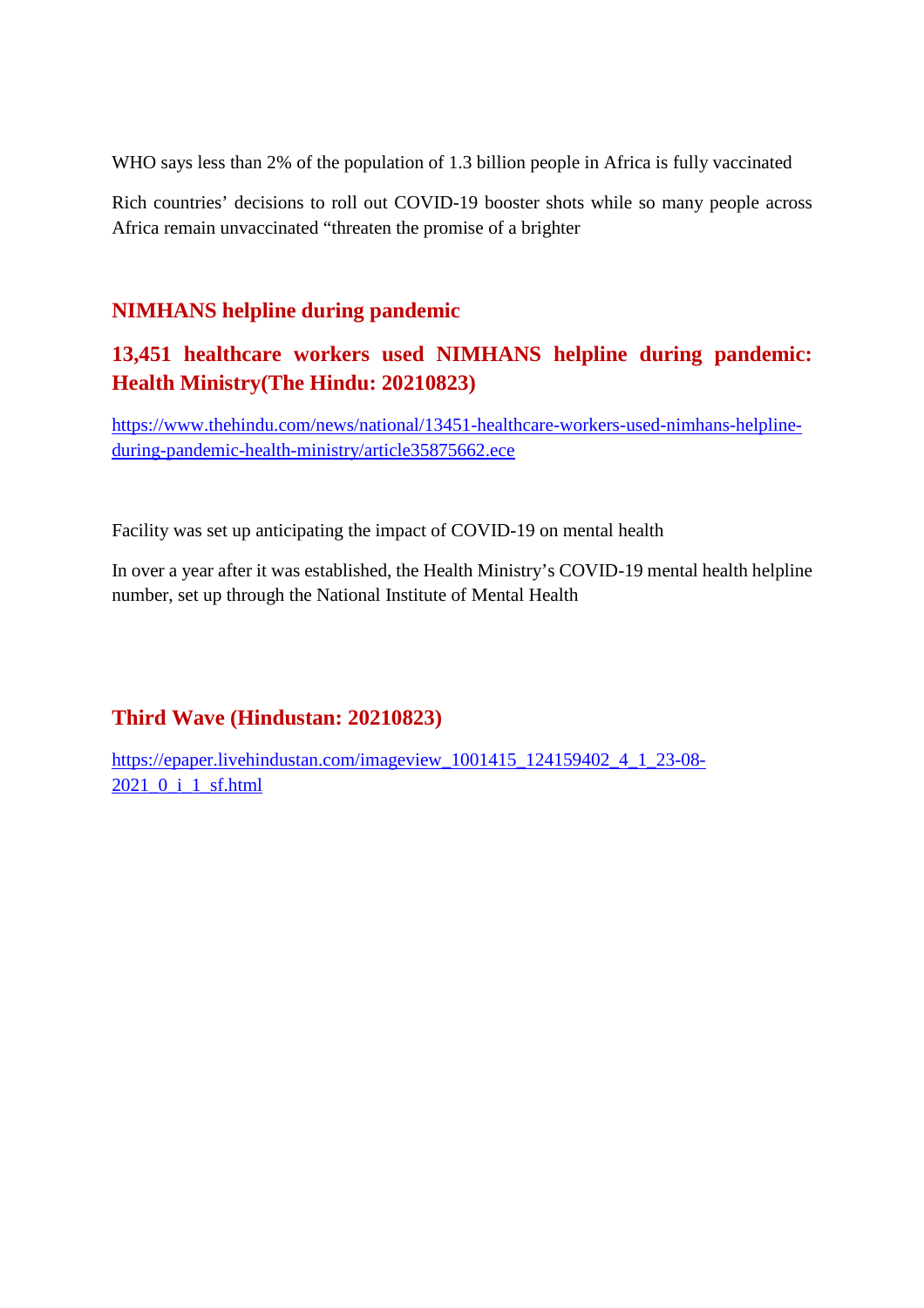WHO says less than 2% of the population of 1.3 billion people in Africa is fully vaccinated

Rich countries' decisions to roll out COVID-19 booster shots while so many people across Africa remain unvaccinated "threaten the promise of a brighter

## NIMHANS helpline during pandemic

## 13,451 healthcare workers used NIMHANS helpline during pandemic: Health Ministry(The Hindu: 20210823)

https://www.thehindu.com/news/national/13451-healthcare-workers-used-nimhans-helpline-during-pandemic-health-ministry/article35875662.ece

Facility was set up anticipating the impact of COVID-19 on mental health

In over a year after it was established, the Health Ministry's COVID-19 mental health helpline number, set up through the National Institute of Mental Health

## Third Wave (Hindustan: 20210823)

https://epaper.livehindustan.com/imageview_1001415_124159402_4_1_23-08-2021_0_i_1_sf.html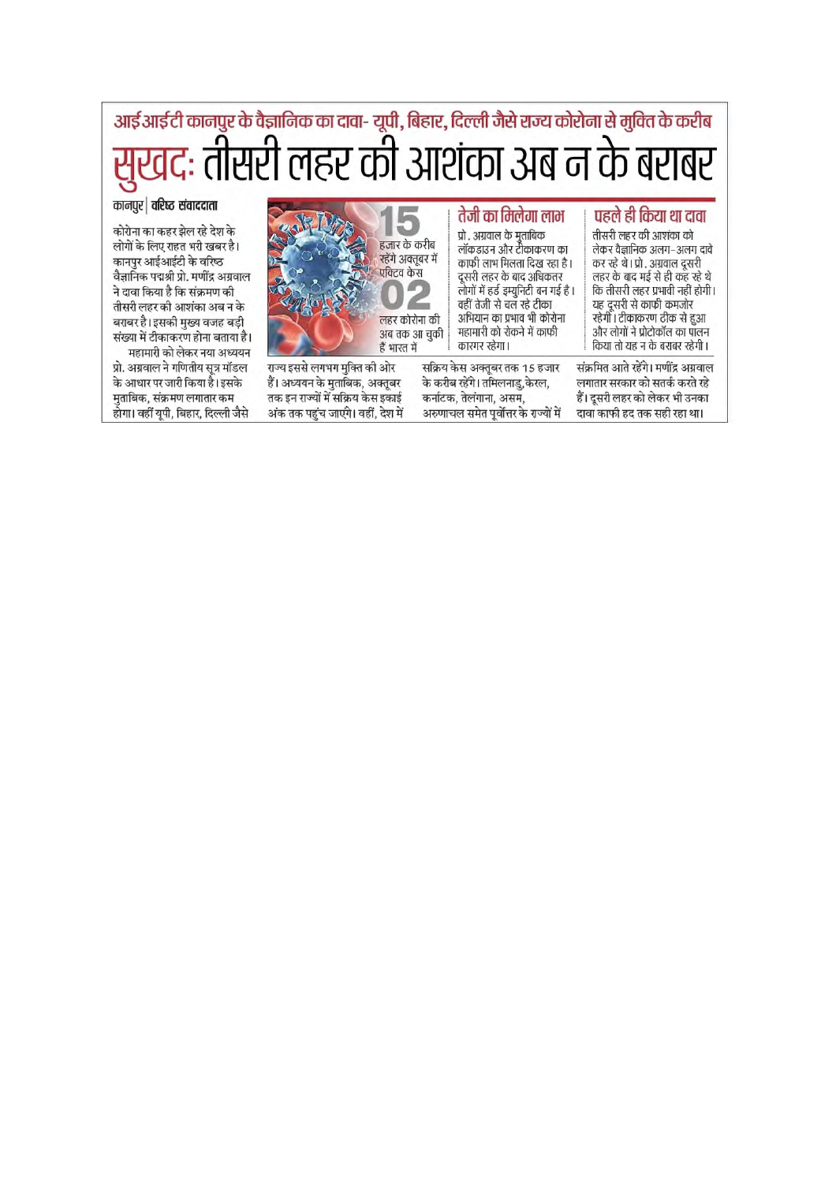## आईआईटी कानपुर के वैज्ञानिक का दावा- यूपी, बिहार, दिल्ली जैसे राज्य कोरोना से मुक्ति के करीब

# सुखदः तीसरी लहर की आशंका अब न के बराबर

**कानपुर | वरिष्ठ संवाददाता**

कोरोना का कहर झेल रहे देश के लोगों के लिए राहत भरी खबर है। कानपुर आईआईटी के वरिष्ठ वैज्ञानिक पद्मश्री प्रो. मणींद्र अग्रवाल ने दावा किया है कि संक्रमण की तीसरी लहर की आशंका अब न के बराबर है। इसकी मुख्य वजह बड़ी संख्या में टीकाकरण होना बताया है।

महामारी को लेकर नया अध्ययन प्रो. अग्रवाल ने गणितीय सूत्र मॉडल के आधार पर जारी किया है। इसके मुताबिक, संक्रमण लगातार कम होगा। वहीं यूपी, बिहार, दिल्ली जैसे राज्य इससे लगभग मुक्ति की ओर हैं। अध्ययन के मुताबिक, अक्तूबर तक इन राज्यों में सक्रिय केस इकाई अंक तक पहुंच जाएंगे। वहीं, देश में सक्रिय केस अक्तूबर तक 15 हजार के करीब रहेंगे। तमिलनाडु, केरल, कर्नाटक, तेलंगाना, असम, अरुणाचल समेत पूर्वोत्तर के राज्यों में संक्रमित आते रहेंगे। मणींद्र अग्रवाल लगातार सरकार को सतर्क करते रहे हैं। दूसरी लहर को लेकर भी उनका दावा काफी हद तक सही रहा था।

**15** हजार के करीब रहेंगे अक्तूबर में एक्टिव केस

**02** लहर कोरोना की अब तक आ चुकी हैं भारत में

### तेजी का मिलेगा लाभ

प्रो. अग्रवाल के मुताबिक लॉकडाउन और टीकाकरण का काफी लाभ मिलता दिख रहा है। दूसरी लहर के बाद अधिकतर लोगों में हर्ड इम्युनिटी बन गई है। वहीं तेजी से चल रहे टीका अभियान का प्रभाव भी कोरोना महामारी को रोकने में काफी कारगर रहेगा।

### पहले ही किया था दावा

तीसरी लहर की आशंका को लेकर वैज्ञानिक अलग-अलग दावे कर रहे थे। प्रो. अग्रवाल दूसरी लहर के बाद मई से ही कह रहे थे कि तीसरी लहर प्रभावी नहीं होगी। यह दूसरी से काफी कमजोर रहेगी। टीकाकरण ठीक से हुआ और लोगों ने प्रोटोकॉल का पालन किया तो यह न के बराबर रहेगी।